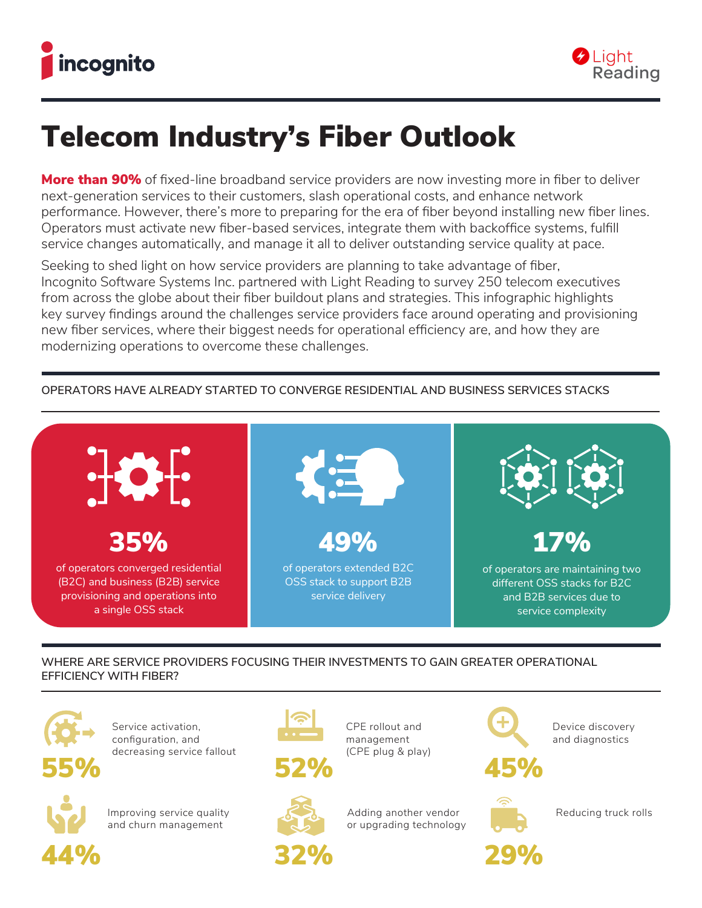incognito

Light Reading

# Telecom Industry's Fiber Outlook

**More than 90%** of fixed-line broadband service providers are now investing more in fiber to deliver next-generation services to their customers, slash operational costs, and enhance network performance. However, there's more to preparing for the era of fiber beyond installing new fiber lines. Operators must activate new fiber-based services, integrate them with backoffice systems, fulfill service changes automatically, and manage it all to deliver outstanding service quality at pace.

Seeking to shed light on how service providers are planning to take advantage of fiber, Incognito Software Systems Inc. partnered with Light Reading to survey 250 telecom executives from across the globe about their fiber buildout plans and strategies. This infographic highlights key survey findings around the challenges service providers face around operating and provisioning new fiber services, where their biggest needs for operational efficiency are, and how they are modernizing operations to overcome these challenges.

## OPERATORS HAVE ALREADY STARTED TO CONVERGE RESIDENTIAL AND BUSINESS SERVICES STACKS

**35%**
of operators converged residential (B2C) and business (B2B) service provisioning and operations into a single OSS stack

**49%**
of operators extended B2C OSS stack to support B2B service delivery

**17%**
of operators are maintaining two different OSS stacks for B2C and B2B services due to service complexity

## WHERE ARE SERVICE PROVIDERS FOCUSING THEIR INVESTMENTS TO GAIN GREATER OPERATIONAL EFFICIENCY WITH FIBER?

**55%** Service activation, configuration, and decreasing service fallout

**52%** CPE rollout and management (CPE plug & play)

**45%** Device discovery and diagnostics

**44%** Improving service quality and churn management

**32%** Adding another vendor or upgrading technology

**29%** Reducing truck rolls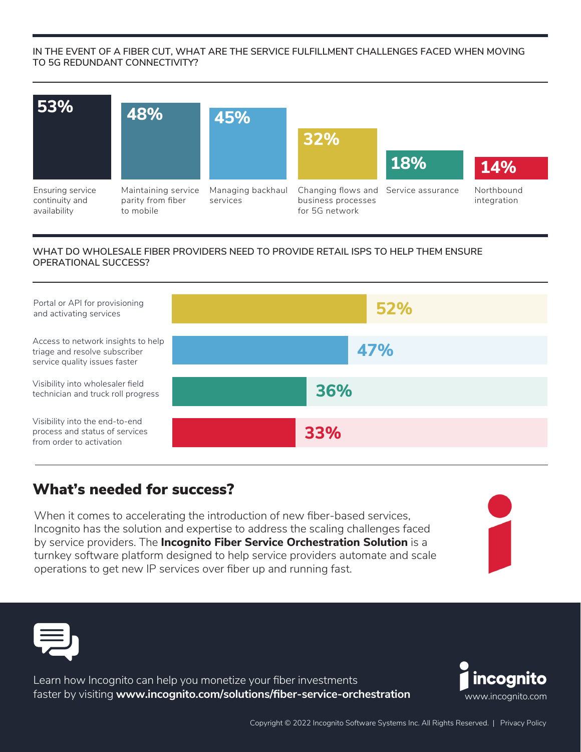## IN THE EVENT OF A FIBER CUT, WHAT ARE THE SERVICE FULFILLMENT CHALLENGES FACED WHEN MOVING TO 5G REDUNDANT CONNECTIVITY?

53%
Ensuring service continuity and availability

48%
Maintaining service parity from fiber to mobile

45%
Managing backhaul services

32%
Changing flows and business processes for 5G network

18%
Service assurance

14%
Northbound integration

## WHAT DO WHOLESALE FIBER PROVIDERS NEED TO PROVIDE RETAIL ISPS TO HELP THEM ENSURE OPERATIONAL SUCCESS?

Portal or API for provisioning and activating services
52%

Access to network insights to help triage and resolve subscriber service quality issues faster
47%

Visibility into wholesaler field technician and truck roll progress
36%

Visibility into the end-to-end process and status of services from order to activation
33%

## What's needed for success?

When it comes to accelerating the introduction of new fiber-based services, Incognito has the solution and expertise to address the scaling challenges faced by service providers. The **Incognito Fiber Service Orchestration Solution** is a turnkey software platform designed to help service providers automate and scale operations to get new IP services over fiber up and running fast.

Learn how Incognito can help you monetize your fiber investments faster by visiting **www.incognito.com/solutions/fiber-service-orchestration**

incognito
www.incognito.com

Copyright © 2022 Incognito Software Systems Inc. All Rights Reserved. | Privacy Policy